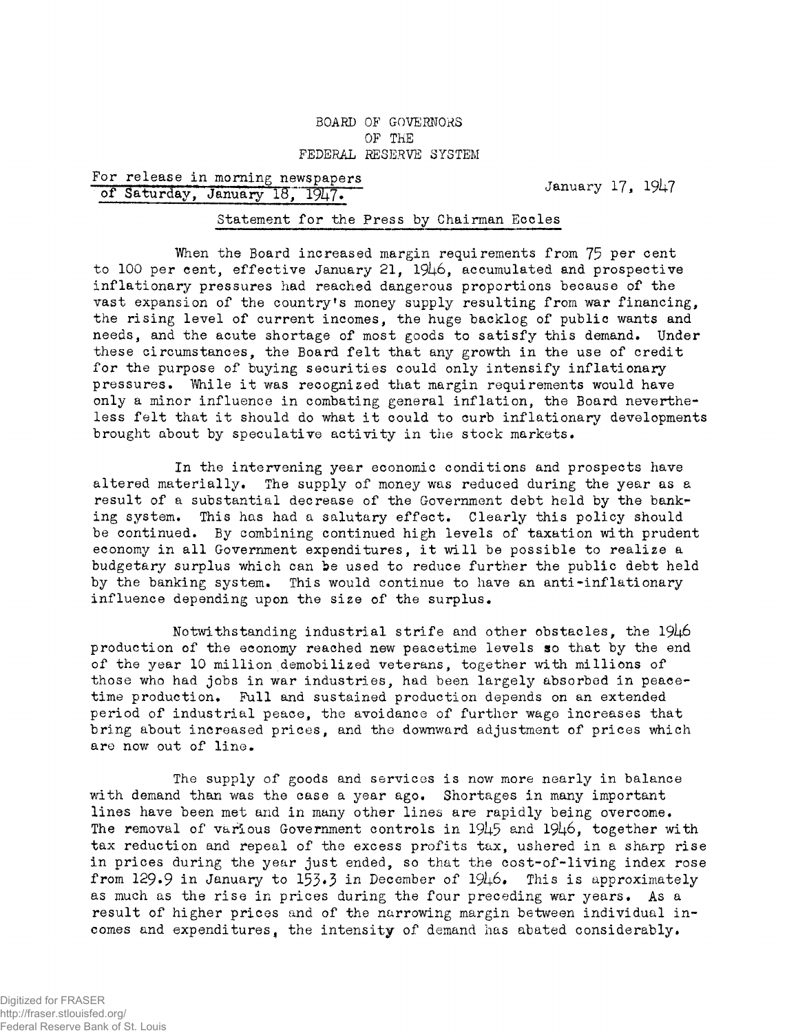BOARD OF GOVERNORS
OF THE
FEDERAL RESERVE SYSTEM

For release in morning newspapers
of Saturday, January 18, 1947.

January 17, 1947

Statement for the Press by Chairman Eccles

When the Board increased margin requirements from 75 per cent to 100 per cent, effective January 21, 1946, accumulated and prospective inflationary pressures had reached dangerous proportions because of the vast expansion of the country's money supply resulting from war financing, the rising level of current incomes, the huge backlog of public wants and needs, and the acute shortage of most goods to satisfy this demand. Under these circumstances, the Board felt that any growth in the use of credit for the purpose of buying securities could only intensify inflationary pressures. While it was recognized that margin requirements would have only a minor influence in combating general inflation, the Board nevertheless felt that it should do what it could to curb inflationary developments brought about by speculative activity in the stock markets.

In the intervening year economic conditions and prospects have altered materially. The supply of money was reduced during the year as a result of a substantial decrease of the Government debt held by the banking system. This has had a salutary effect. Clearly this policy should be continued. By combining continued high levels of taxation with prudent economy in all Government expenditures, it will be possible to realize a budgetary surplus which can be used to reduce further the public debt held by the banking system. This would continue to have an anti-inflationary influence depending upon the size of the surplus.

Notwithstanding industrial strife and other obstacles, the 1946 production of the economy reached new peacetime levels so that by the end of the year 10 million demobilized veterans, together with millions of those who had jobs in war industries, had been largely absorbed in peacetime production. Full and sustained production depends on an extended period of industrial peace, the avoidance of further wage increases that bring about increased prices, and the downward adjustment of prices which are now out of line.

The supply of goods and services is now more nearly in balance with demand than was the case a year ago. Shortages in many important lines have been met and in many other lines are rapidly being overcome. The removal of various Government controls in 1945 and 1946, together with tax reduction and repeal of the excess profits tax, ushered in a sharp rise in prices during the year just ended, so that the cost-of-living index rose from 129.9 in January to 153.3 in December of 1946. This is approximately as much as the rise in prices during the four preceding war years. As a result of higher prices and of the narrowing margin between individual incomes and expenditures, the intensity of demand has abated considerably.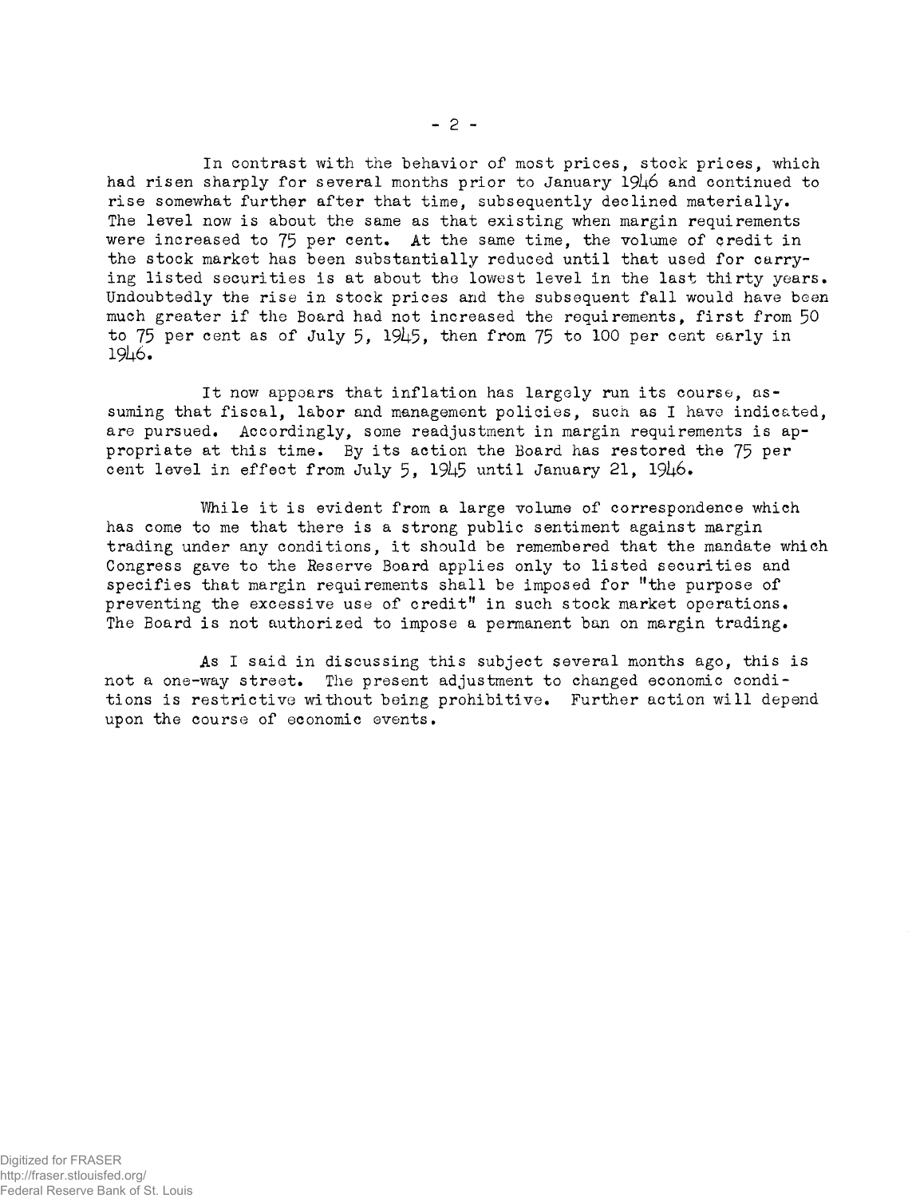In contrast with the behavior of most prices, stock prices, which had risen sharply for several months prior to January 1946 and continued to rise somewhat further after that time, subsequently declined materially. The level now is about the same as that existing when margin requirements were increased to 75 per cent. At the same time, the volume of credit in the stock market has been substantially reduced until that used for carrying listed securities is at about the lowest level in the last thirty years. Undoubtedly the rise in stock prices and the subsequent fall would have been much greater if the Board had not increased the requirements, first from 50 to 75 per cent as of July 5, 1945, then from 75 to 100 per cent early in 1946.

It now appears that inflation has largely run its course, assuming that fiscal, labor and management policies, such as I have indicated, are pursued. Accordingly, some readjustment in margin requirements is appropriate at this time. By its action the Board has restored the 75 per cent level in effect from July 5, 1945 until January 21, 1946.

While it is evident from a large volume of correspondence which has come to me that there is a strong public sentiment against margin trading under any conditions, it should be remembered that the mandate which Congress gave to the Reserve Board applies only to listed securities and specifies that margin requirements shall be imposed for "the purpose of preventing the excessive use of credit" in such stock market operations. The Board is not authorized to impose a permanent ban on margin trading.

As I said in discussing this subject several months ago, this is not a one-way street. The present adjustment to changed economic conditions is restrictive without being prohibitive. Further action will depend upon the course of economic events.